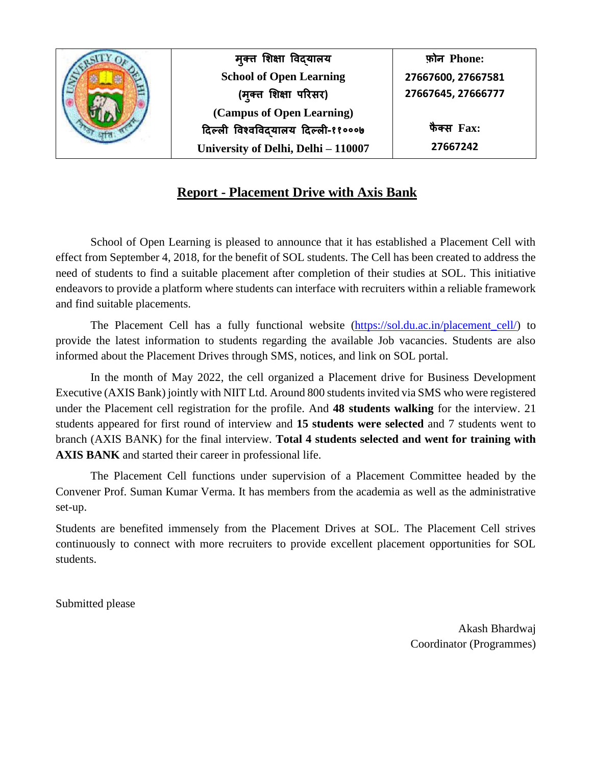| | मुक्त शिक्षा विद्यालय<br>**School of Open Learning**<br>(मुक्त शिक्षा परिसर)<br>**(Campus of Open Learning)**<br>दिल्ली विश्वविद्यालय दिल्ली-११०००७<br>**University of Delhi, Delhi – 110007** | फ़ोन **Phone:**<br>27667600, 27667581<br>27667645, 27666777<br><br>फैक्स **Fax:**<br>27667242 |
|---|---|---|

## Report - Placement Drive with Axis Bank

School of Open Learning is pleased to announce that it has established a Placement Cell with effect from September 4, 2018, for the benefit of SOL students. The Cell has been created to address the need of students to find a suitable placement after completion of their studies at SOL. This initiative endeavors to provide a platform where students can interface with recruiters within a reliable framework and find suitable placements.

The Placement Cell has a fully functional website (https://sol.du.ac.in/placement_cell/) to provide the latest information to students regarding the available Job vacancies. Students are also informed about the Placement Drives through SMS, notices, and link on SOL portal.

In the month of May 2022, the cell organized a Placement drive for Business Development Executive (AXIS Bank) jointly with NIIT Ltd. Around 800 students invited via SMS who were registered under the Placement cell registration for the profile. And **48 students walking** for the interview. 21 students appeared for first round of interview and **15 students were selected** and 7 students went to branch (AXIS BANK) for the final interview. **Total 4 students selected and went for training with AXIS BANK** and started their career in professional life.

The Placement Cell functions under supervision of a Placement Committee headed by the Convener Prof. Suman Kumar Verma. It has members from the academia as well as the administrative set-up.

Students are benefited immensely from the Placement Drives at SOL. The Placement Cell strives continuously to connect with more recruiters to provide excellent placement opportunities for SOL students.

Submitted please

Akash Bhardwaj
Coordinator (Programmes)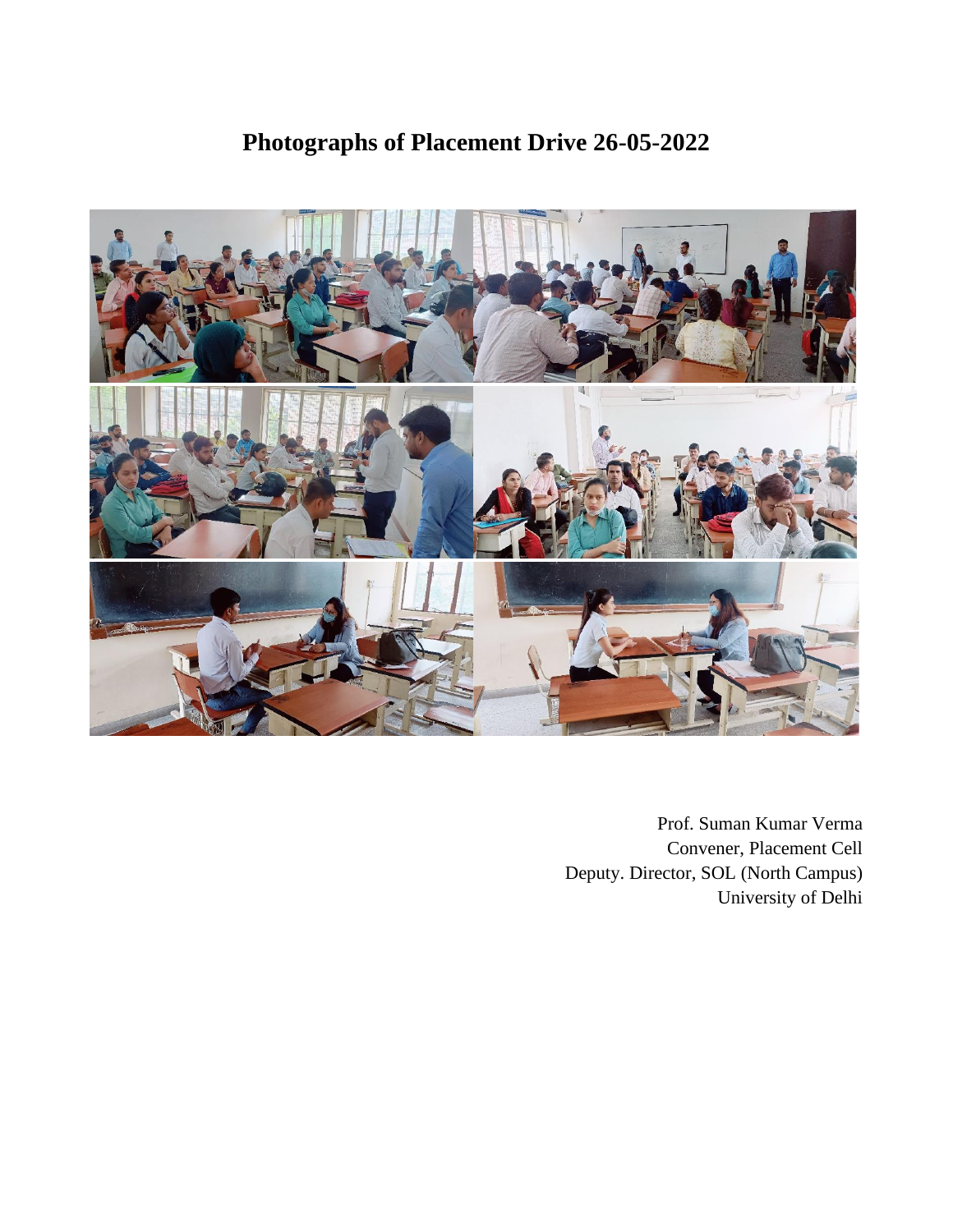# Photographs of Placement Drive 26-05-2022

Prof. Suman Kumar Verma
Convener, Placement Cell
Deputy. Director, SOL (North Campus)
University of Delhi